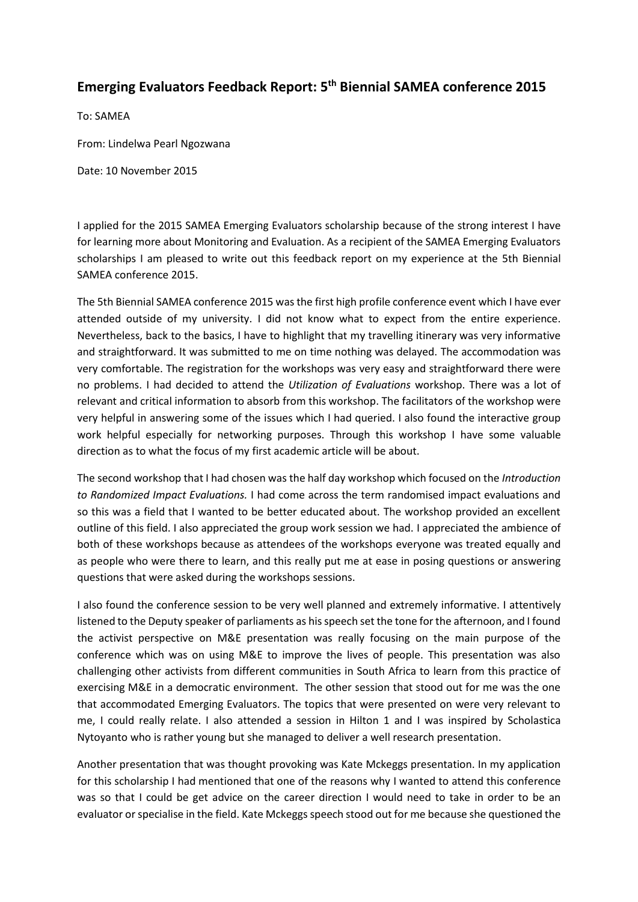## Emerging Evaluators Feedback Report: 5th Biennial SAMEA conference 2015

To: SAMEA

From: Lindelwa Pearl Ngozwana

Date: 10 November 2015

I applied for the 2015 SAMEA Emerging Evaluators scholarship because of the strong interest I have for learning more about Monitoring and Evaluation. As a recipient of the SAMEA Emerging Evaluators scholarships I am pleased to write out this feedback report on my experience at the 5th Biennial SAMEA conference 2015.

The 5th Biennial SAMEA conference 2015 was the first high profile conference event which I have ever attended outside of my university. I did not know what to expect from the entire experience. Nevertheless, back to the basics, I have to highlight that my travelling itinerary was very informative and straightforward. It was submitted to me on time nothing was delayed. The accommodation was very comfortable. The registration for the workshops was very easy and straightforward there were no problems. I had decided to attend the *Utilization of Evaluations* workshop. There was a lot of relevant and critical information to absorb from this workshop. The facilitators of the workshop were very helpful in answering some of the issues which I had queried. I also found the interactive group work helpful especially for networking purposes. Through this workshop I have some valuable direction as to what the focus of my first academic article will be about.

The second workshop that I had chosen was the half day workshop which focused on the *Introduction to Randomized Impact Evaluations.* I had come across the term randomised impact evaluations and so this was a field that I wanted to be better educated about. The workshop provided an excellent outline of this field. I also appreciated the group work session we had. I appreciated the ambience of both of these workshops because as attendees of the workshops everyone was treated equally and as people who were there to learn, and this really put me at ease in posing questions or answering questions that were asked during the workshops sessions.

I also found the conference session to be very well planned and extremely informative. I attentively listened to the Deputy speaker of parliaments as his speech set the tone for the afternoon, and I found the activist perspective on M&E presentation was really focusing on the main purpose of the conference which was on using M&E to improve the lives of people. This presentation was also challenging other activists from different communities in South Africa to learn from this practice of exercising M&E in a democratic environment. The other session that stood out for me was the one that accommodated Emerging Evaluators. The topics that were presented on were very relevant to me, I could really relate. I also attended a session in Hilton 1 and I was inspired by Scholastica Nytoyanto who is rather young but she managed to deliver a well research presentation.

Another presentation that was thought provoking was Kate Mckeggs presentation. In my application for this scholarship I had mentioned that one of the reasons why I wanted to attend this conference was so that I could be get advice on the career direction I would need to take in order to be an evaluator or specialise in the field. Kate Mckeggs speech stood out for me because she questioned the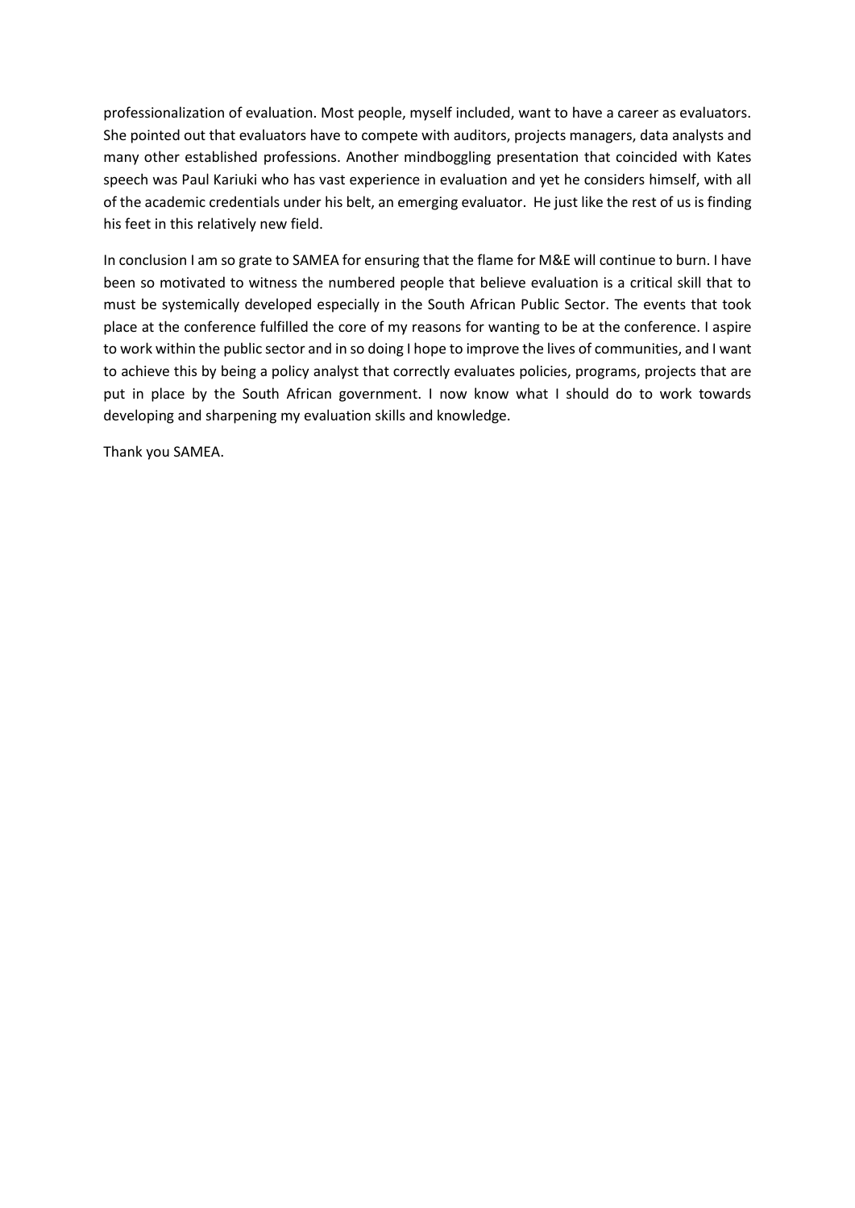professionalization of evaluation. Most people, myself included, want to have a career as evaluators. She pointed out that evaluators have to compete with auditors, projects managers, data analysts and many other established professions. Another mindboggling presentation that coincided with Kates speech was Paul Kariuki who has vast experience in evaluation and yet he considers himself, with all of the academic credentials under his belt, an emerging evaluator. He just like the rest of us is finding his feet in this relatively new field.

In conclusion I am so grate to SAMEA for ensuring that the flame for M&E will continue to burn. I have been so motivated to witness the numbered people that believe evaluation is a critical skill that to must be systemically developed especially in the South African Public Sector. The events that took place at the conference fulfilled the core of my reasons for wanting to be at the conference. I aspire to work within the public sector and in so doing I hope to improve the lives of communities, and I want to achieve this by being a policy analyst that correctly evaluates policies, programs, projects that are put in place by the South African government. I now know what I should do to work towards developing and sharpening my evaluation skills and knowledge.

Thank you SAMEA.